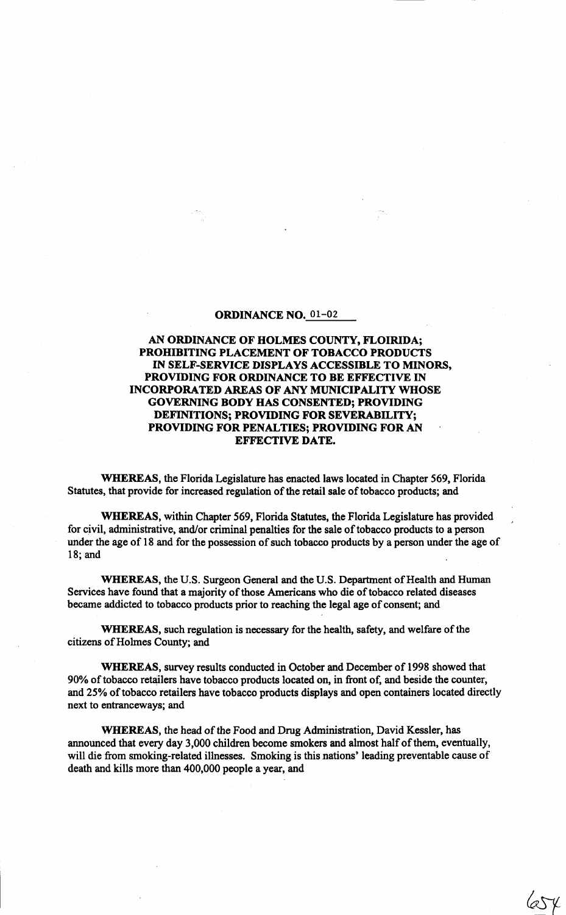## ORDINANCE NO. 01-02

### AN ORDINANCE OF HOLMES COUNTY, FLOIRIDA; PROHIBITING PLACEMENT OF TOBACCO PRODUCTS IN SELF-SERVICE DISPLAYS ACCESSIBLE TO MINORS, PROVIDING FOR ORDINANCE TO BE EFFECTIVE IN INCORPORATED AREAS OF ANY MUNICIPALITY WHOSE GOVERNING BODY HAS CONSENTED; PROVIDING DEFINITIONS; PROVIDING FOR SEVERABILITY; PROVIDING FOR PENALTIES; PROVIDING FOR AN EFFECTIVE DATE.

**WHEREAS**, the Florida Legislature has enacted laws located in Chapter 569, Florida Statutes, that provide for increased regulation of the retail sale of tobacco products; and

**WHEREAS**, within Chapter 569, Florida Statutes, the Florida Legislature has provided for civil, administrative, and/or criminal penalties for the sale of tobacco products to a person under the age of 18 and for the possession of such tobacco products by a person under the age of 18; and

**WHEREAS**, the U.S. Surgeon General and the U.S. Department of Health and Human Services have found that a majority of those Americans who die of tobacco related diseases became addicted to tobacco products prior to reaching the legal age of consent; and

**WHEREAS**, such regulation is necessary for the health, safety, and welfare of the citizens of Holmes County; and

**WHEREAS**, survey results conducted in October and December of 1998 showed that 90% of tobacco retailers have tobacco products located on, in front of, and beside the counter, and 25% of tobacco retailers have tobacco products displays and open containers located directly next to entranceways; and

**WHEREAS**, the head of the Food and Drug Administration, David Kessler, has announced that every day 3,000 children become smokers and almost half of them, eventually, will die from smoking-related illnesses. Smoking is this nations' leading preventable cause of death and kills more than 400,000 people a year, and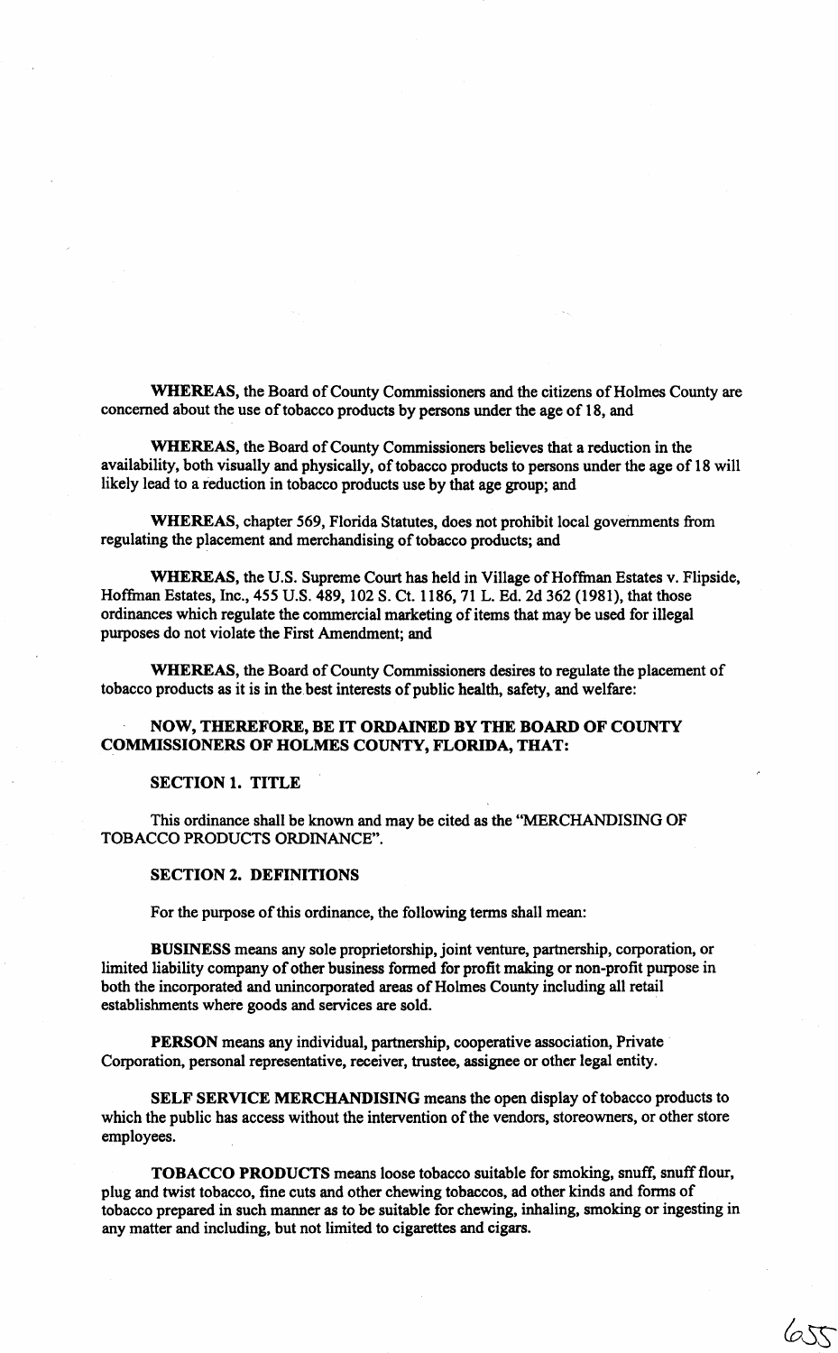**WHEREAS**, the Board of County Commissioners and the citizens of Holmes County are concerned about the use of tobacco products by persons under the age of 18, and

**WHEREAS**, the Board of County Commissioners believes that a reduction in the availability, both visually and physically, of tobacco products to persons under the age of 18 will likely lead to a reduction in tobacco products use by that age group; and

**WHEREAS**, chapter 569, Florida Statutes, does not prohibit local governments from regulating the placement and merchandising of tobacco products; and

**WHEREAS**, the U.S. Supreme Court has held in Village of Hoffman Estates v. Flipside, Hoffman Estates, Inc., 455 U.S. 489, 102 S. Ct. 1186, 71 L. Ed. 2d 362 (1981), that those ordinances which regulate the commercial marketing of items that may be used for illegal purposes do not violate the First Amendment; and

**WHEREAS**, the Board of County Commissioners desires to regulate the placement of tobacco products as it is in the best interests of public health, safety, and welfare:

**NOW, THEREFORE, BE IT ORDAINED BY THE BOARD OF COUNTY COMMISSIONERS OF HOLMES COUNTY, FLORIDA, THAT:**

## SECTION 1. TITLE

This ordinance shall be known and may be cited as the "MERCHANDISING OF TOBACCO PRODUCTS ORDINANCE".

## SECTION 2. DEFINITIONS

For the purpose of this ordinance, the following terms shall mean:

**BUSINESS** means any sole proprietorship, joint venture, partnership, corporation, or limited liability company of other business formed for profit making or non-profit purpose in both the incorporated and unincorporated areas of Holmes County including all retail establishments where goods and services are sold.

**PERSON** means any individual, partnership, cooperative association, Private Corporation, personal representative, receiver, trustee, assignee or other legal entity.

**SELF SERVICE MERCHANDISING** means the open display of tobacco products to which the public has access without the intervention of the vendors, storeowners, or other store employees.

**TOBACCO PRODUCTS** means loose tobacco suitable for smoking, snuff, snuff flour, plug and twist tobacco, fine cuts and other chewing tobaccos, ad other kinds and forms of tobacco prepared in such manner as to be suitable for chewing, inhaling, smoking or ingesting in any matter and including, but not limited to cigarettes and cigars.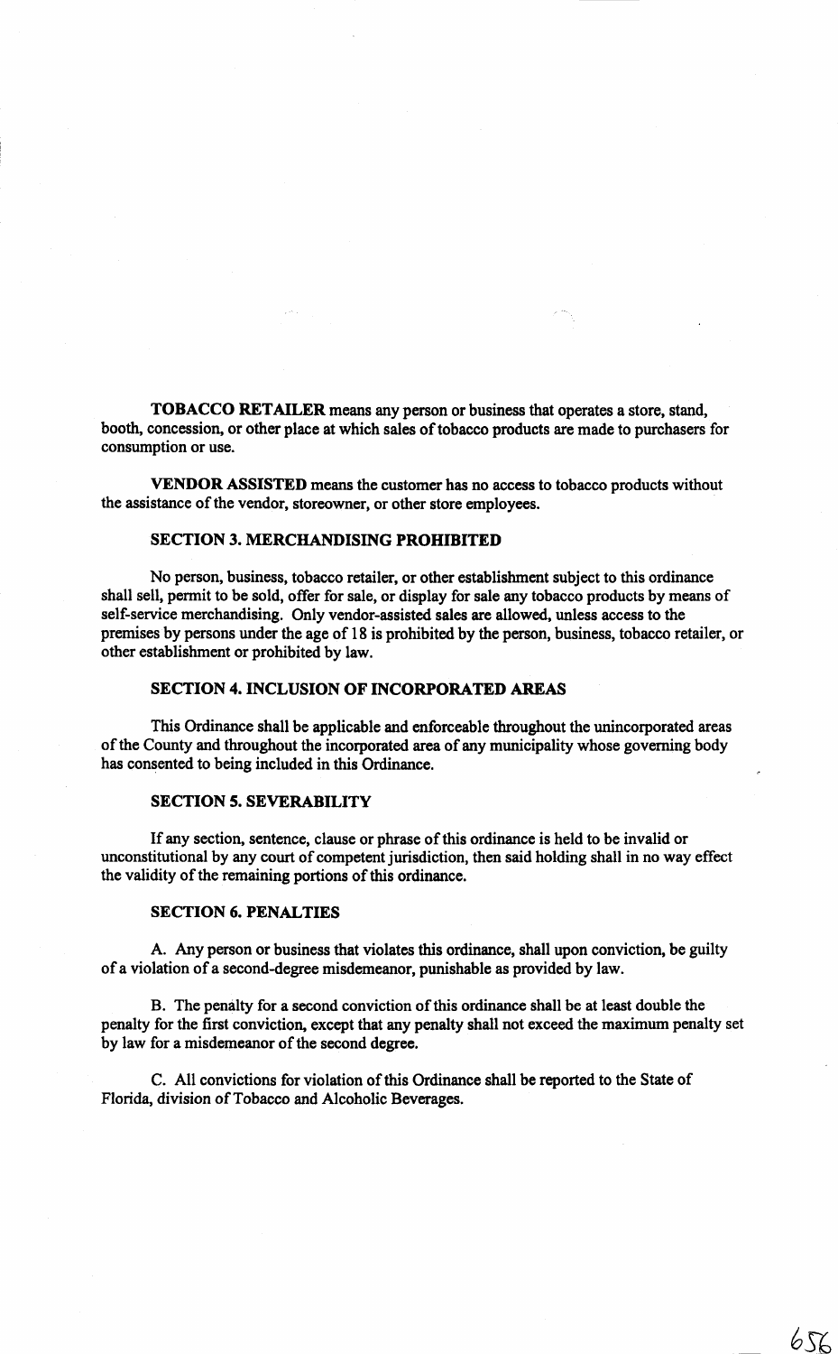**TOBACCO RETAILER** means any person or business that operates a store, stand, booth, concession, or other place at which sales of tobacco products are made to purchasers for consumption or use.

**VENDOR ASSISTED** means the customer has no access to tobacco products without the assistance of the vendor, storeowner, or other store employees.

**SECTION 3. MERCHANDISING PROHIBITED**

No person, business, tobacco retailer, or other establishment subject to this ordinance shall sell, permit to be sold, offer for sale, or display for sale any tobacco products by means of self-service merchandising. Only vendor-assisted sales are allowed, unless access to the premises by persons under the age of 18 is prohibited by the person, business, tobacco retailer, or other establishment or prohibited by law.

**SECTION 4. INCLUSION OF INCORPORATED AREAS**

This Ordinance shall be applicable and enforceable throughout the unincorporated areas of the County and throughout the incorporated area of any municipality whose governing body has consented to being included in this Ordinance.

**SECTION 5. SEVERABILITY**

If any section, sentence, clause or phrase of this ordinance is held to be invalid or unconstitutional by any court of competent jurisdiction, then said holding shall in no way effect the validity of the remaining portions of this ordinance.

**SECTION 6. PENALTIES**

A. Any person or business that violates this ordinance, shall upon conviction, be guilty of a violation of a second-degree misdemeanor, punishable as provided by law.

B. The penalty for a second conviction of this ordinance shall be at least double the penalty for the first conviction, except that any penalty shall not exceed the maximum penalty set by law for a misdemeanor of the second degree.

C. All convictions for violation of this Ordinance shall be reported to the State of Florida, division of Tobacco and Alcoholic Beverages.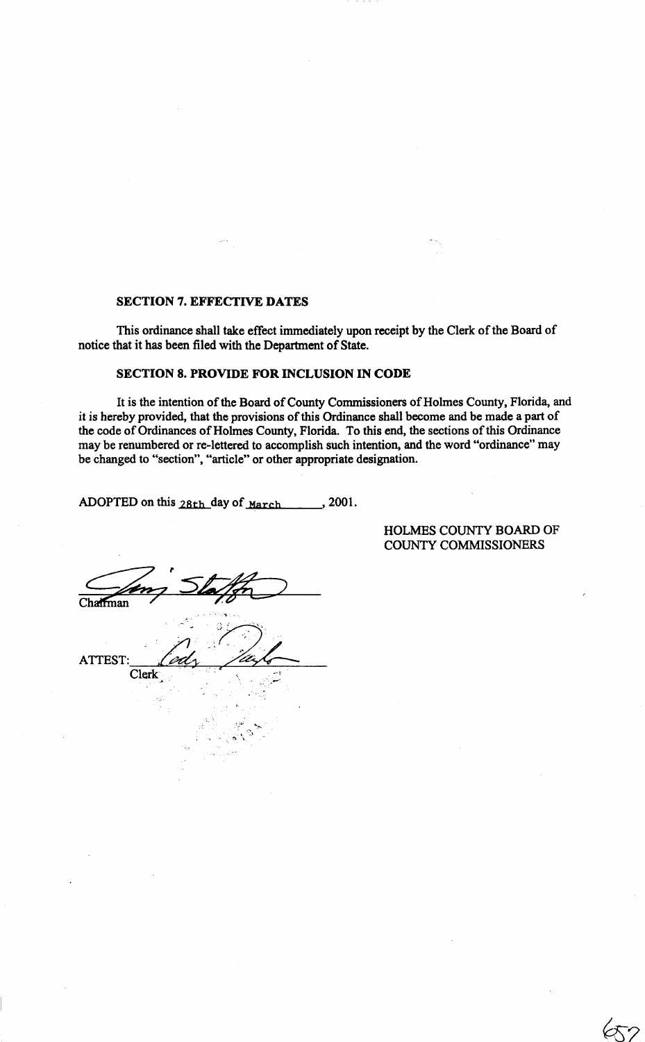**SECTION 7. EFFECTIVE DATES**

This ordinance shall take effect immediately upon receipt by the Clerk of the Board of notice that it has been filed with the Department of State.

**SECTION 8. PROVIDE FOR INCLUSION IN CODE**

It is the intention of the Board of County Commissioners of Holmes County, Florida, and it is hereby provided, that the provisions of this Ordinance shall become and be made a part of the code of Ordinances of Holmes County, Florida. To this end, the sections of this Ordinance may be renumbered or re-lettered to accomplish such intention, and the word "ordinance" may be changed to "section", "article" or other appropriate designation.

ADOPTED on this 28th day of March, 2001.

HOLMES COUNTY BOARD OF COUNTY COMMISSIONERS

Chairman

ATTEST:
Clerk